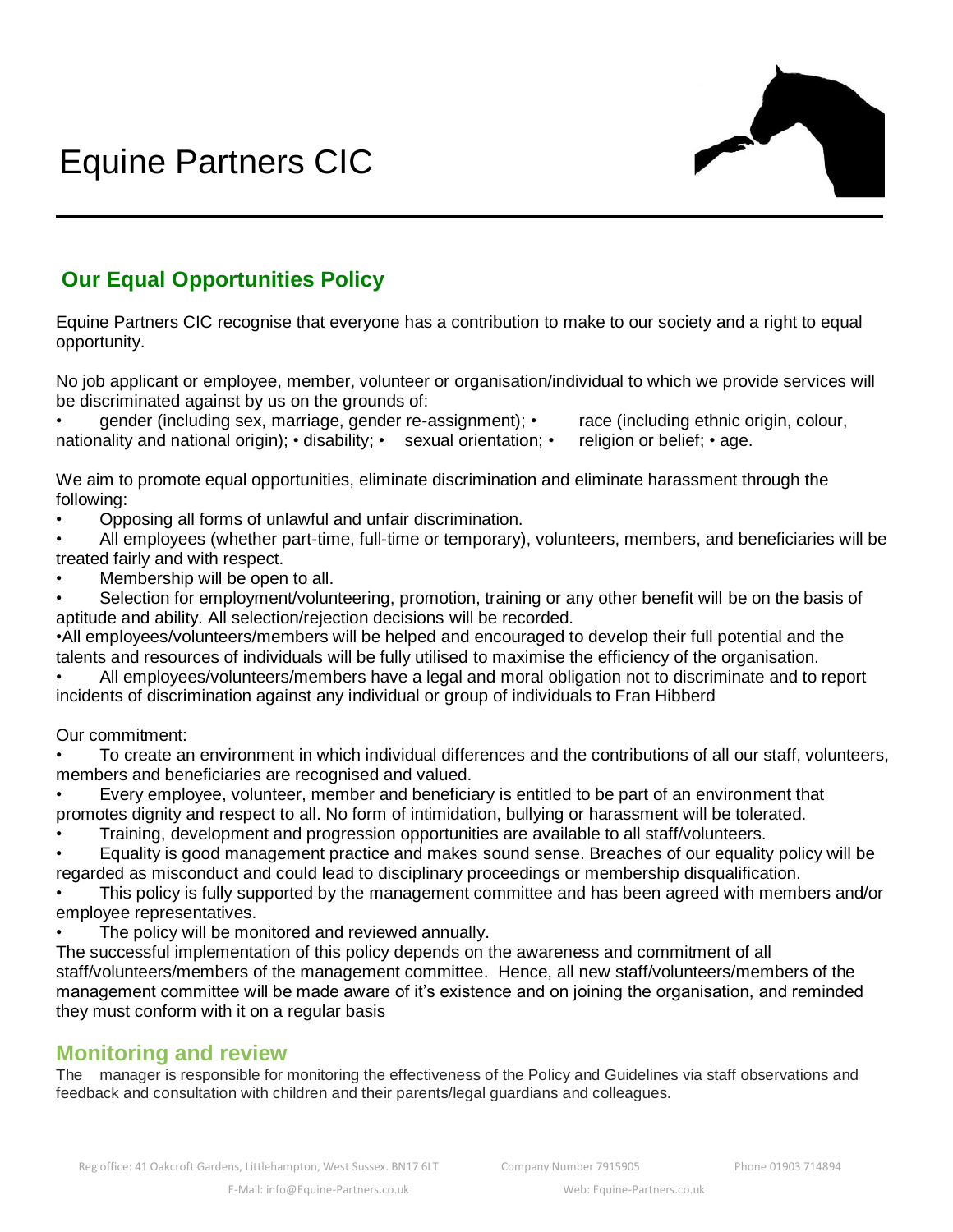# Equine Partners CIC

## Our Equal Opportunities Policy

Equine Partners CIC recognise that everyone has a contribution to make to our society and a right to equal opportunity.

No job applicant or employee, member, volunteer or organisation/individual to which we provide services will be discriminated against by us on the grounds of:

- gender (including sex, marriage, gender re-assignment);
- race (including ethnic origin, colour, nationality and national origin);
- disability;
- sexual orientation;
- religion or belief;
- age.

We aim to promote equal opportunities, eliminate discrimination and eliminate harassment through the following:

- Opposing all forms of unlawful and unfair discrimination.
- All employees (whether part-time, full-time or temporary), volunteers, members, and beneficiaries will be treated fairly and with respect.
- Membership will be open to all.
- Selection for employment/volunteering, promotion, training or any other benefit will be on the basis of aptitude and ability. All selection/rejection decisions will be recorded.
- All employees/volunteers/members will be helped and encouraged to develop their full potential and the talents and resources of individuals will be fully utilised to maximise the efficiency of the organisation.
- All employees/volunteers/members have a legal and moral obligation not to discriminate and to report incidents of discrimination against any individual or group of individuals to Fran Hibberd

Our commitment:

- To create an environment in which individual differences and the contributions of all our staff, volunteers, members and beneficiaries are recognised and valued.
- Every employee, volunteer, member and beneficiary is entitled to be part of an environment that promotes dignity and respect to all. No form of intimidation, bullying or harassment will be tolerated.
- Training, development and progression opportunities are available to all staff/volunteers.
- Equality is good management practice and makes sound sense. Breaches of our equality policy will be regarded as misconduct and could lead to disciplinary proceedings or membership disqualification.
- This policy is fully supported by the management committee and has been agreed with members and/or employee representatives.
- The policy will be monitored and reviewed annually.

The successful implementation of this policy depends on the awareness and commitment of all staff/volunteers/members of the management committee. Hence, all new staff/volunteers/members of the management committee will be made aware of it's existence and on joining the organisation, and reminded they must conform with it on a regular basis

## Monitoring and review

The manager is responsible for monitoring the effectiveness of the Policy and Guidelines via staff observations and feedback and consultation with children and their parents/legal guardians and colleagues.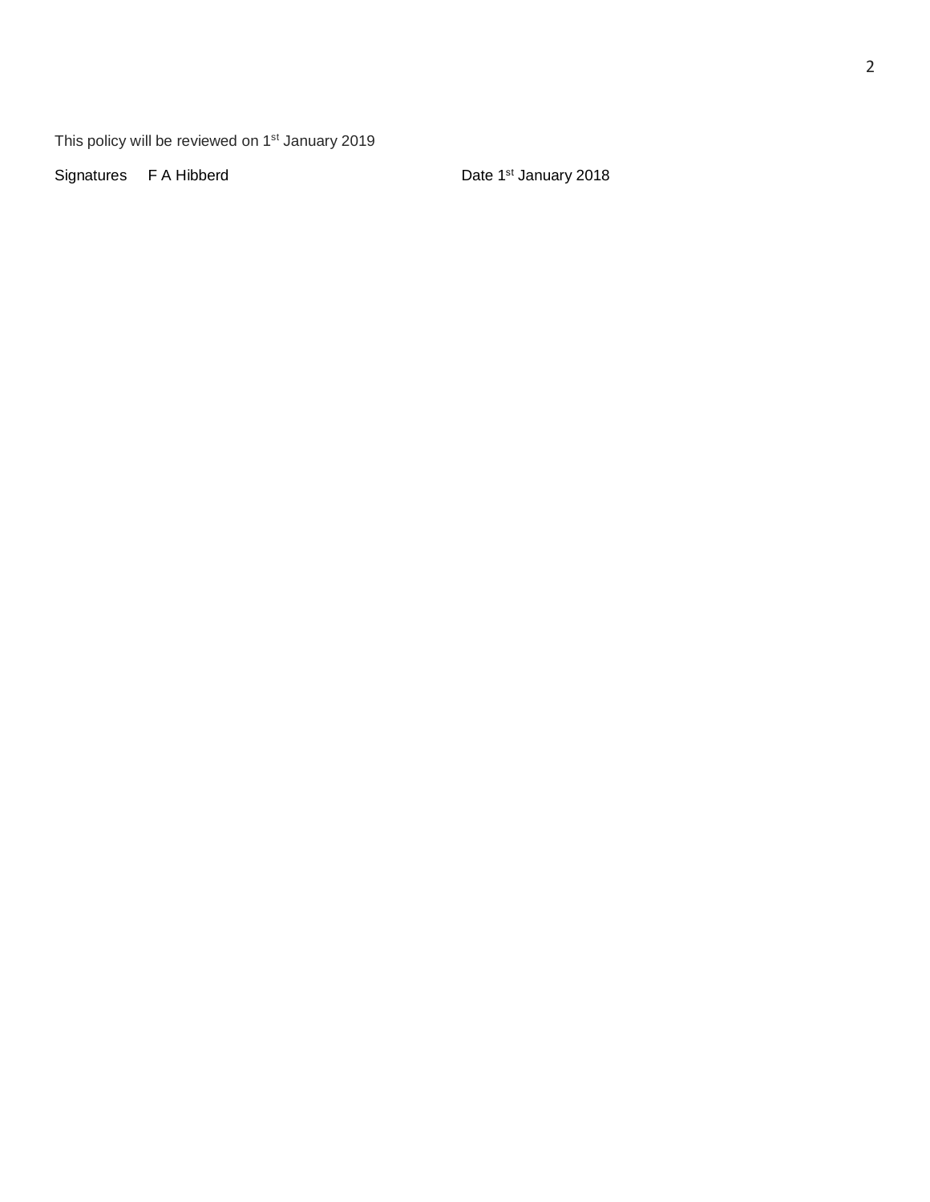This policy will be reviewed on 1st January 2019

Signatures F A Hibberd Date 1st January 2018